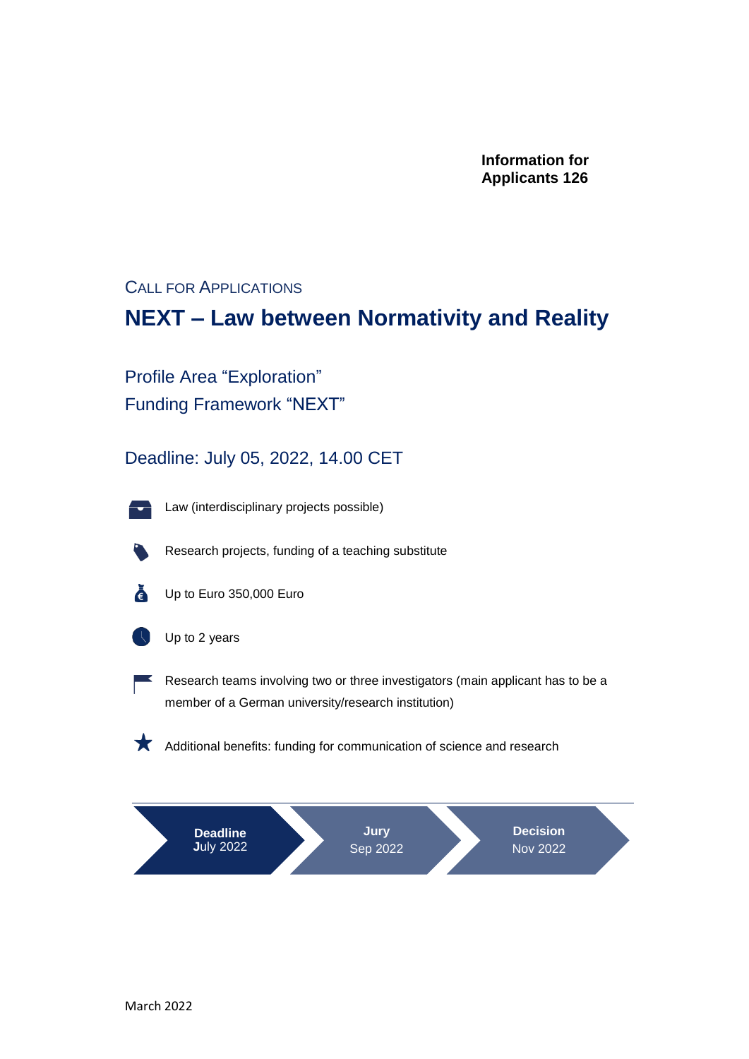**Information for Applicants 126**

Call for Applications

# NEXT – Law between Normativity and Reality

## Profile Area “Exploration”
## Funding Framework “NEXT”

## Deadline: July 05, 2022, 14.00 CET

- Law (interdisciplinary projects possible)
- Research projects, funding of a teaching substitute
- Up to Euro 350,000 Euro
- Up to 2 years
- Research teams involving two or three investigators (main applicant has to be a member of a German university/research institution)
- Additional benefits: funding for communication of science and research

| **Deadline** July 2022 | **Jury** Sep 2022 | **Decision** Nov 2022 |
|---|---|---|

March 2022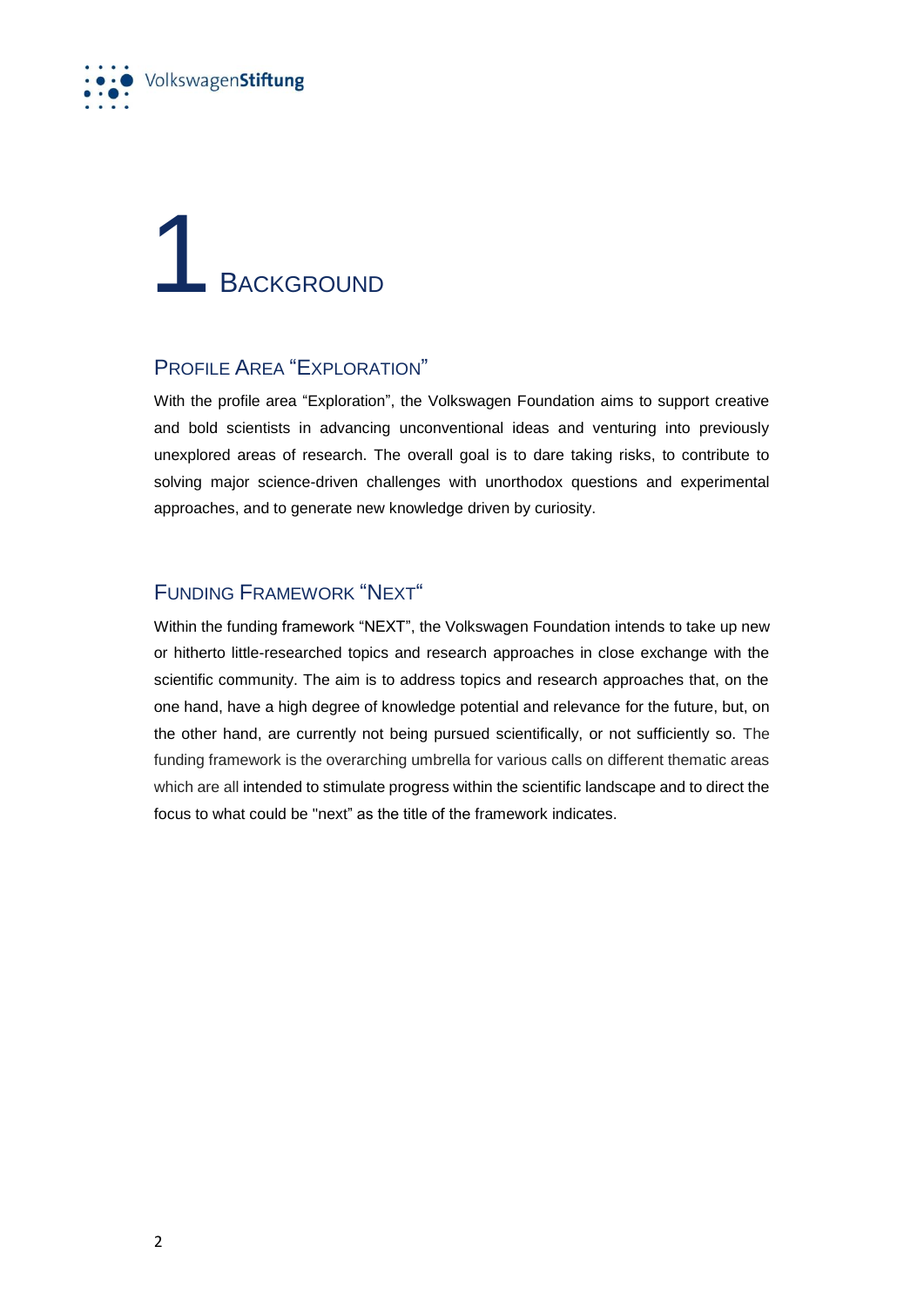# 1 Background

## Profile Area “Exploration”

With the profile area “Exploration”, the Volkswagen Foundation aims to support creative and bold scientists in advancing unconventional ideas and venturing into previously unexplored areas of research. The overall goal is to dare taking risks, to contribute to solving major science-driven challenges with unorthodox questions and experimental approaches, and to generate new knowledge driven by curiosity.

## Funding Framework “NEXT“

Within the funding framework “NEXT”, the Volkswagen Foundation intends to take up new or hitherto little-researched topics and research approaches in close exchange with the scientific community. The aim is to address topics and research approaches that, on the one hand, have a high degree of knowledge potential and relevance for the future, but, on the other hand, are currently not being pursued scientifically, or not sufficiently so. The funding framework is the overarching umbrella for various calls on different thematic areas which are all intended to stimulate progress within the scientific landscape and to direct the focus to what could be "next" as the title of the framework indicates.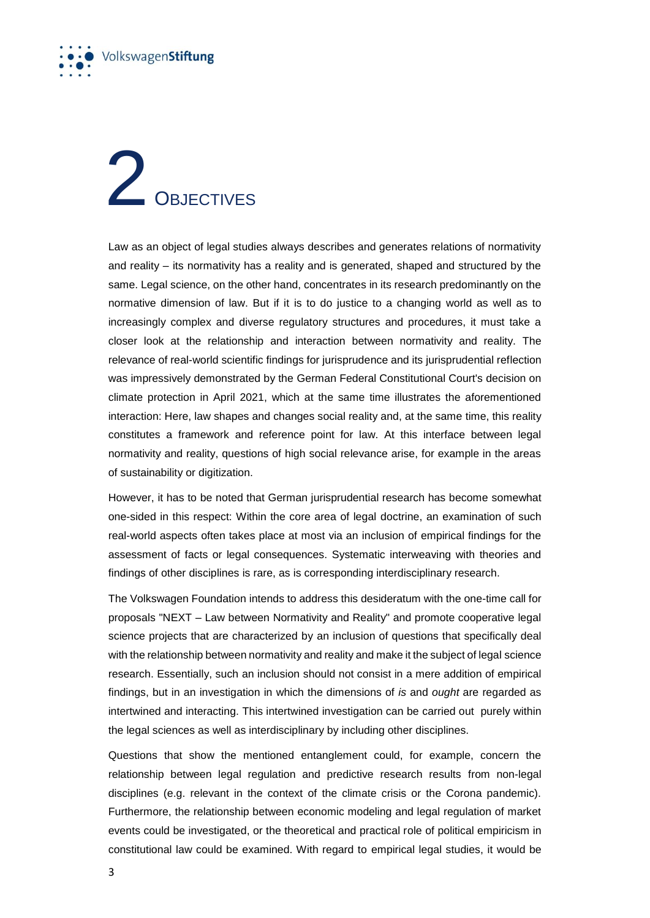# 2 Objectives

Law as an object of legal studies always describes and generates relations of normativity and reality – its normativity has a reality and is generated, shaped and structured by the same. Legal science, on the other hand, concentrates in its research predominantly on the normative dimension of law. But if it is to do justice to a changing world as well as to increasingly complex and diverse regulatory structures and procedures, it must take a closer look at the relationship and interaction between normativity and reality. The relevance of real-world scientific findings for jurisprudence and its jurisprudential reflection was impressively demonstrated by the German Federal Constitutional Court's decision on climate protection in April 2021, which at the same time illustrates the aforementioned interaction: Here, law shapes and changes social reality and, at the same time, this reality constitutes a framework and reference point for law. At this interface between legal normativity and reality, questions of high social relevance arise, for example in the areas of sustainability or digitization.

However, it has to be noted that German jurisprudential research has become somewhat one-sided in this respect: Within the core area of legal doctrine, an examination of such real-world aspects often takes place at most via an inclusion of empirical findings for the assessment of facts or legal consequences. Systematic interweaving with theories and findings of other disciplines is rare, as is corresponding interdisciplinary research.

The Volkswagen Foundation intends to address this desideratum with the one-time call for proposals "NEXT – Law between Normativity and Reality" and promote cooperative legal science projects that are characterized by an inclusion of questions that specifically deal with the relationship between normativity and reality and make it the subject of legal science research. Essentially, such an inclusion should not consist in a mere addition of empirical findings, but in an investigation in which the dimensions of *is* and *ought* are regarded as intertwined and interacting. This intertwined investigation can be carried out purely within the legal sciences as well as interdisciplinary by including other disciplines.

Questions that show the mentioned entanglement could, for example, concern the relationship between legal regulation and predictive research results from non-legal disciplines (e.g. relevant in the context of the climate crisis or the Corona pandemic). Furthermore, the relationship between economic modeling and legal regulation of market events could be investigated, or the theoretical and practical role of political empiricism in constitutional law could be examined. With regard to empirical legal studies, it would be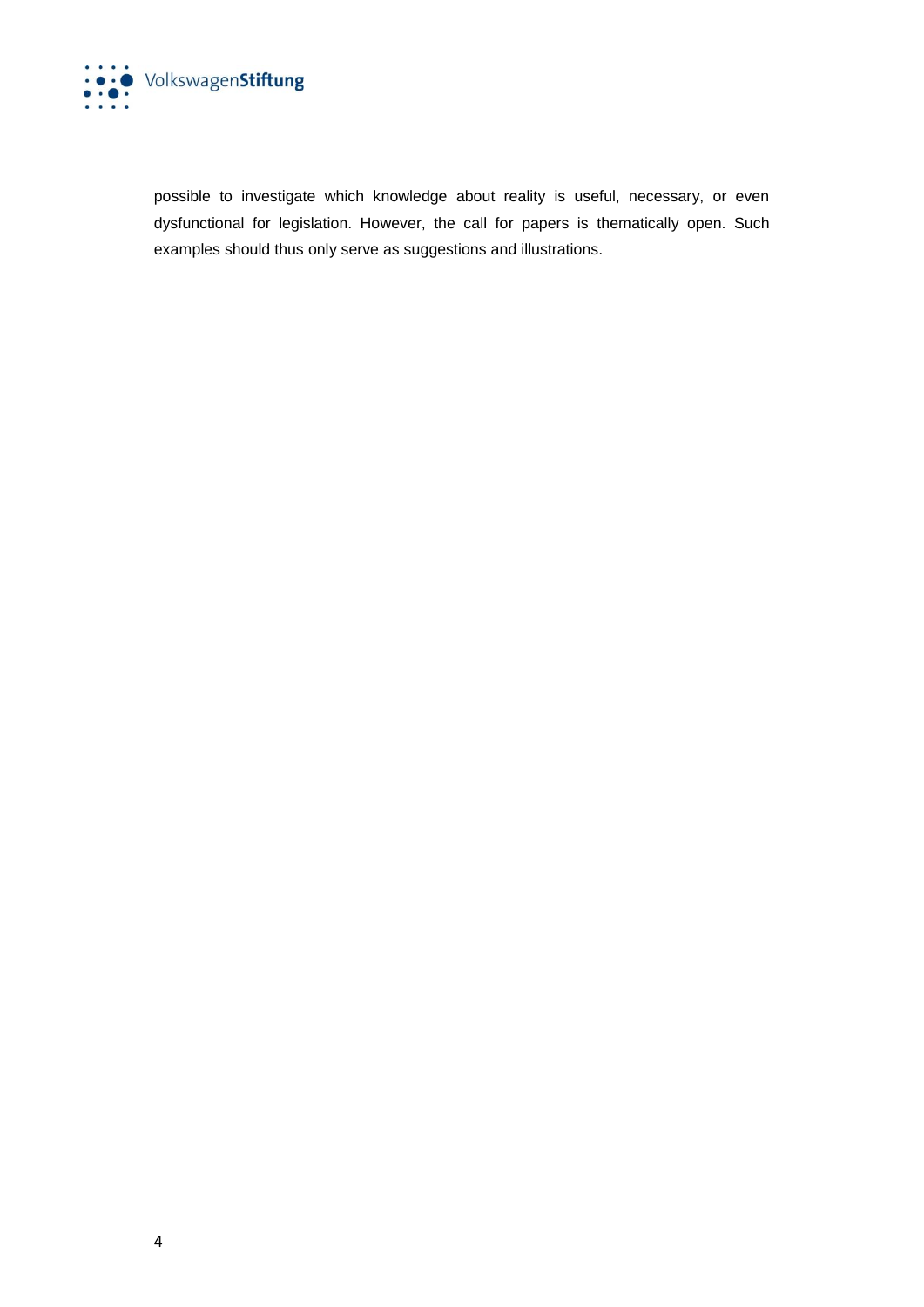possible to investigate which knowledge about reality is useful, necessary, or even dysfunctional for legislation. However, the call for papers is thematically open. Such examples should thus only serve as suggestions and illustrations.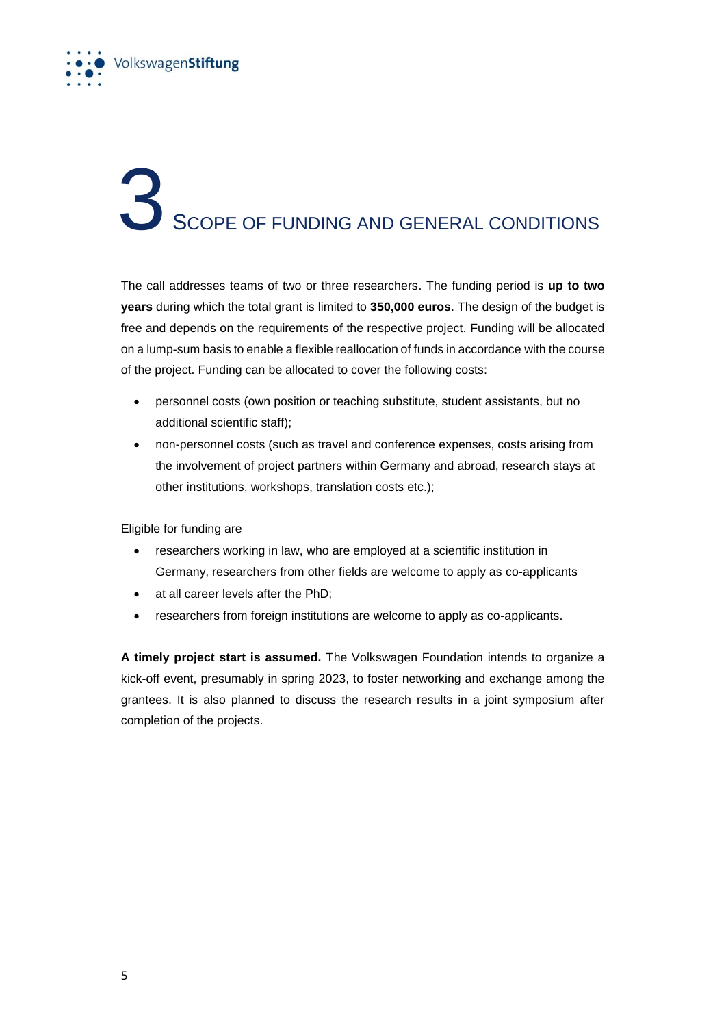# 3 Scope of Funding and General Conditions

The call addresses teams of two or three researchers. The funding period is **up to two years** during which the total grant is limited to **350,000 euros**. The design of the budget is free and depends on the requirements of the respective project. Funding will be allocated on a lump-sum basis to enable a flexible reallocation of funds in accordance with the course of the project. Funding can be allocated to cover the following costs:

- personnel costs (own position or teaching substitute, student assistants, but no additional scientific staff);
- non-personnel costs (such as travel and conference expenses, costs arising from the involvement of project partners within Germany and abroad, research stays at other institutions, workshops, translation costs etc.);

Eligible for funding are

- researchers working in law, who are employed at a scientific institution in Germany, researchers from other fields are welcome to apply as co-applicants
- at all career levels after the PhD;
- researchers from foreign institutions are welcome to apply as co-applicants.

**A timely project start is assumed.** The Volkswagen Foundation intends to organize a kick-off event, presumably in spring 2023, to foster networking and exchange among the grantees. It is also planned to discuss the research results in a joint symposium after completion of the projects.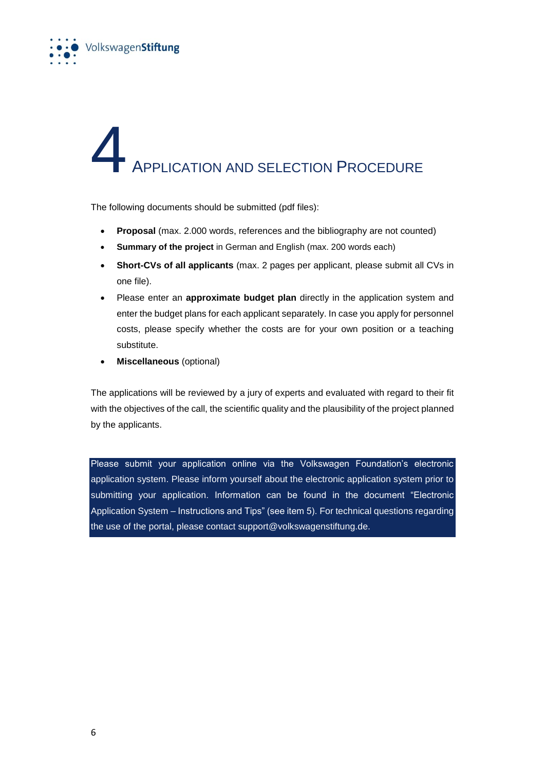# 4 Application and Selection Procedure

The following documents should be submitted (pdf files):

- **Proposal** (max. 2.000 words, references and the bibliography are not counted)
- **Summary of the project** in German and English (max. 200 words each)
- **Short-CVs of all applicants** (max. 2 pages per applicant, please submit all CVs in one file).
- Please enter an **approximate budget plan** directly in the application system and enter the budget plans for each applicant separately. In case you apply for personnel costs, please specify whether the costs are for your own position or a teaching substitute.
- **Miscellaneous** (optional)

The applications will be reviewed by a jury of experts and evaluated with regard to their fit with the objectives of the call, the scientific quality and the plausibility of the project planned by the applicants.

Please submit your application online via the Volkswagen Foundation's electronic application system. Please inform yourself about the electronic application system prior to submitting your application. Information can be found in the document "Electronic Application System – Instructions and Tips" (see item 5). For technical questions regarding the use of the portal, please contact support@volkswagenstiftung.de.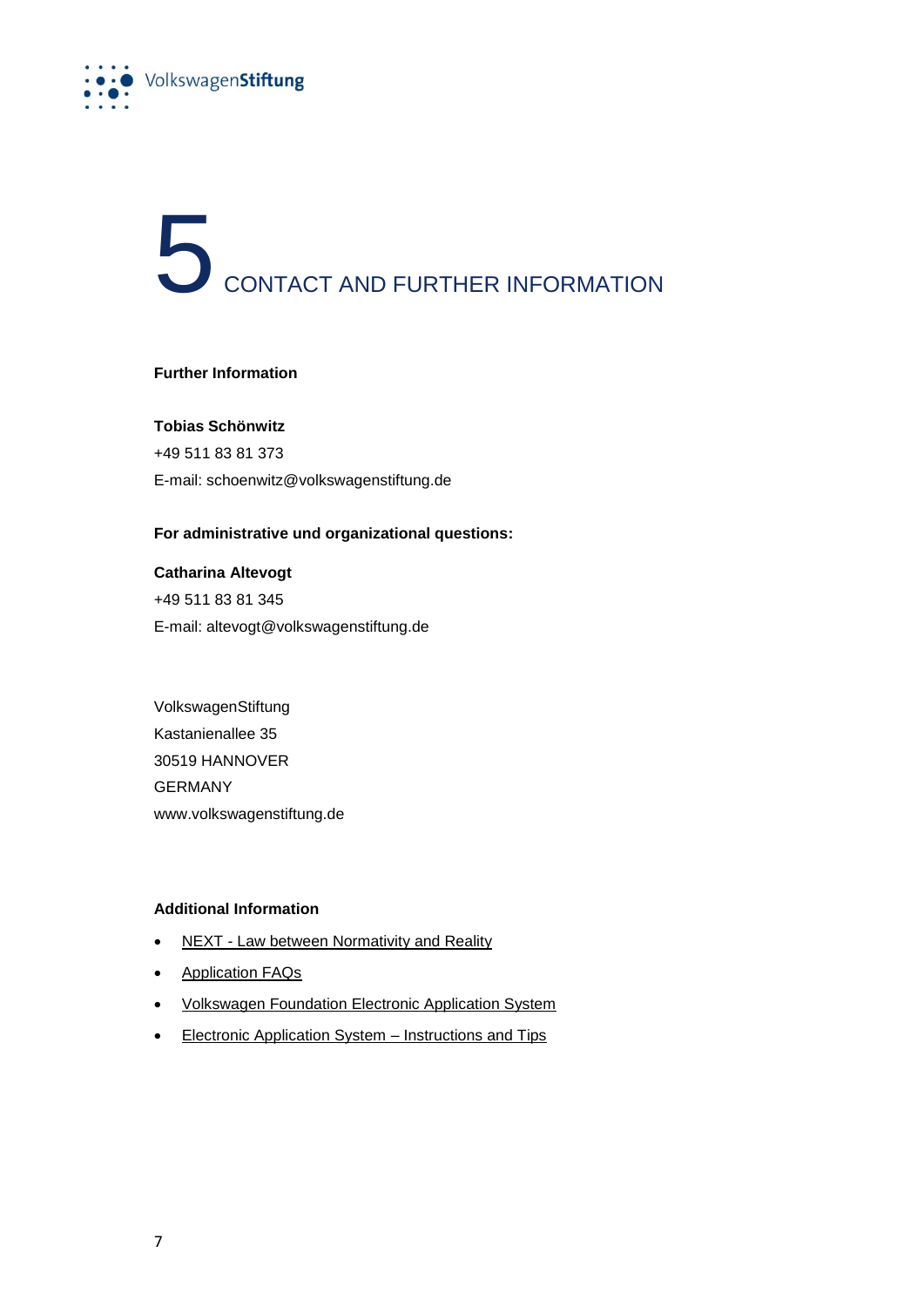# 5 CONTACT AND FURTHER INFORMATION

**Further Information**

**Tobias Schönwitz**
+49 511 83 81 373
E-mail: schoenwitz@volkswagenstiftung.de

**For administrative und organizational questions:**

**Catharina Altevogt**
+49 511 83 81 345
E-mail: altevogt@volkswagenstiftung.de

VolkswagenStiftung
Kastanienallee 35
30519 HANNOVER
GERMANY
www.volkswagenstiftung.de

**Additional Information**

- NEXT - Law between Normativity and Reality
- Application FAQs
- Volkswagen Foundation Electronic Application System
- Electronic Application System – Instructions and Tips